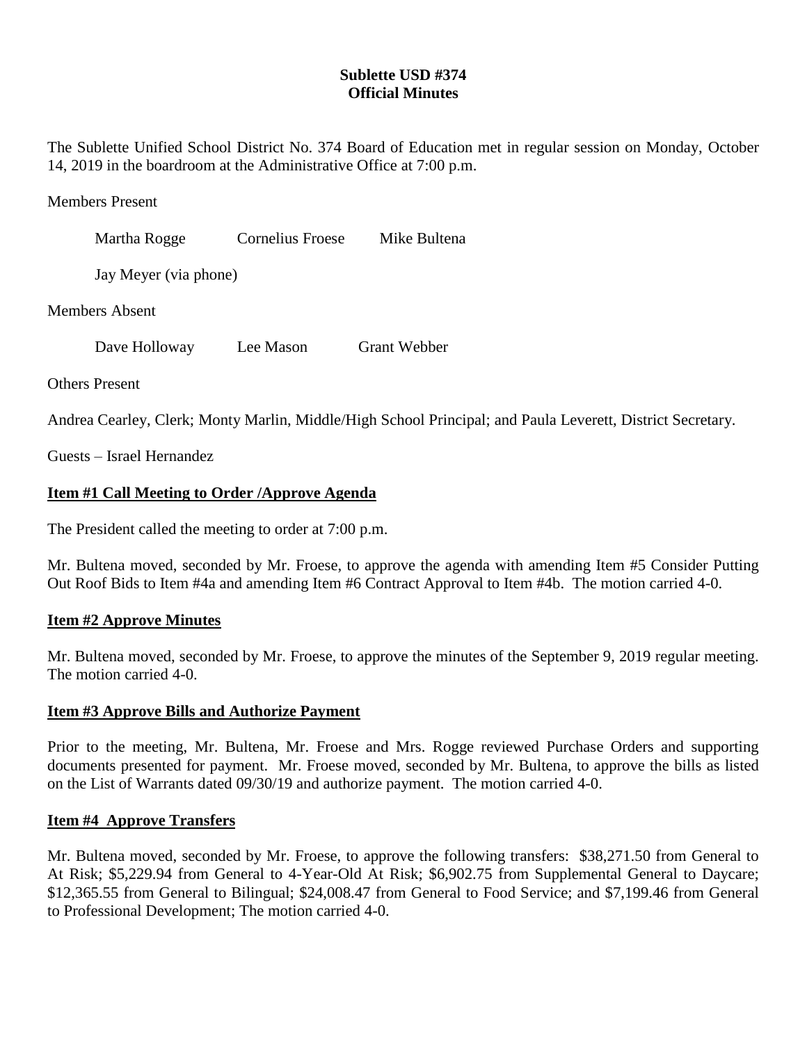**Sublette USD #374**
**Official Minutes**

The Sublette Unified School District No. 374 Board of Education met in regular session on Monday, October 14, 2019 in the boardroom at the Administrative Office at 7:00 p.m.

Members Present

Martha Rogge    Cornelius Froese    Mike Bultena

Jay Meyer (via phone)

Members Absent

Dave Holloway    Lee Mason    Grant Webber

Others Present

Andrea Cearley, Clerk; Monty Marlin, Middle/High School Principal; and Paula Leverett, District Secretary.

Guests – Israel Hernandez

## Item #1 Call Meeting to Order /Approve Agenda

The President called the meeting to order at 7:00 p.m.

Mr. Bultena moved, seconded by Mr. Froese, to approve the agenda with amending Item #5 Consider Putting Out Roof Bids to Item #4a and amending Item #6 Contract Approval to Item #4b. The motion carried 4-0.

## Item #2 Approve Minutes

Mr. Bultena moved, seconded by Mr. Froese, to approve the minutes of the September 9, 2019 regular meeting. The motion carried 4-0.

## Item #3 Approve Bills and Authorize Payment

Prior to the meeting, Mr. Bultena, Mr. Froese and Mrs. Rogge reviewed Purchase Orders and supporting documents presented for payment. Mr. Froese moved, seconded by Mr. Bultena, to approve the bills as listed on the List of Warrants dated 09/30/19 and authorize payment. The motion carried 4-0.

## Item #4 Approve Transfers

Mr. Bultena moved, seconded by Mr. Froese, to approve the following transfers: $38,271.50 from General to At Risk; $5,229.94 from General to 4-Year-Old At Risk; $6,902.75 from Supplemental General to Daycare; $12,365.55 from General to Bilingual; $24,008.47 from General to Food Service; and $7,199.46 from General to Professional Development; The motion carried 4-0.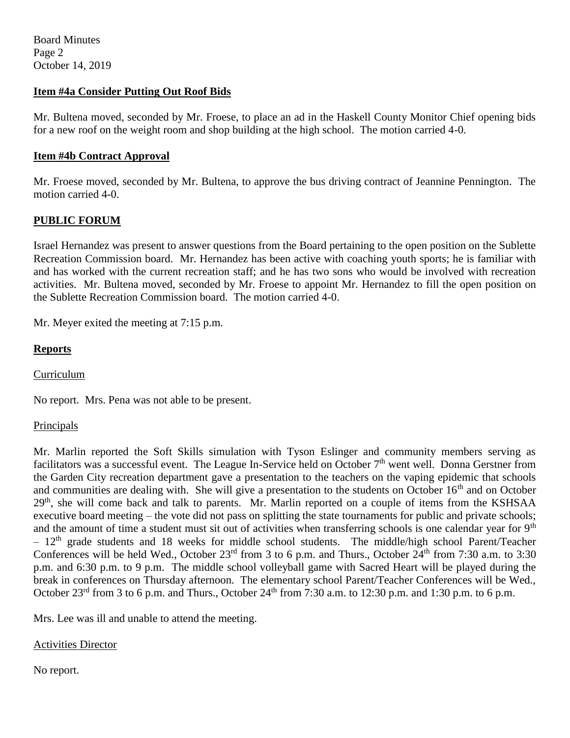### Item #4a Consider Putting Out Roof Bids

Mr. Bultena moved, seconded by Mr. Froese, to place an ad in the Haskell County Monitor Chief opening bids for a new roof on the weight room and shop building at the high school. The motion carried 4-0.

### Item #4b Contract Approval

Mr. Froese moved, seconded by Mr. Bultena, to approve the bus driving contract of Jeannine Pennington. The motion carried 4-0.

## PUBLIC FORUM

Israel Hernandez was present to answer questions from the Board pertaining to the open position on the Sublette Recreation Commission board. Mr. Hernandez has been active with coaching youth sports; he is familiar with and has worked with the current recreation staff; and he has two sons who would be involved with recreation activities. Mr. Bultena moved, seconded by Mr. Froese to appoint Mr. Hernandez to fill the open position on the Sublette Recreation Commission board. The motion carried 4-0.

Mr. Meyer exited the meeting at 7:15 p.m.

## Reports

Curriculum

No report. Mrs. Pena was not able to be present.

Principals

Mr. Marlin reported the Soft Skills simulation with Tyson Eslinger and community members serving as facilitators was a successful event. The League In-Service held on October 7th went well. Donna Gerstner from the Garden City recreation department gave a presentation to the teachers on the vaping epidemic that schools and communities are dealing with. She will give a presentation to the students on October 16th and on October 29th, she will come back and talk to parents. Mr. Marlin reported on a couple of items from the KSHSAA executive board meeting – the vote did not pass on splitting the state tournaments for public and private schools; and the amount of time a student must sit out of activities when transferring schools is one calendar year for 9th – 12th grade students and 18 weeks for middle school students. The middle/high school Parent/Teacher Conferences will be held Wed., October 23rd from 3 to 6 p.m. and Thurs., October 24th from 7:30 a.m. to 3:30 p.m. and 6:30 p.m. to 9 p.m. The middle school volleyball game with Sacred Heart will be played during the break in conferences on Thursday afternoon. The elementary school Parent/Teacher Conferences will be Wed., October 23rd from 3 to 6 p.m. and Thurs., October 24th from 7:30 a.m. to 12:30 p.m. and 1:30 p.m. to 6 p.m.

Mrs. Lee was ill and unable to attend the meeting.

Activities Director

No report.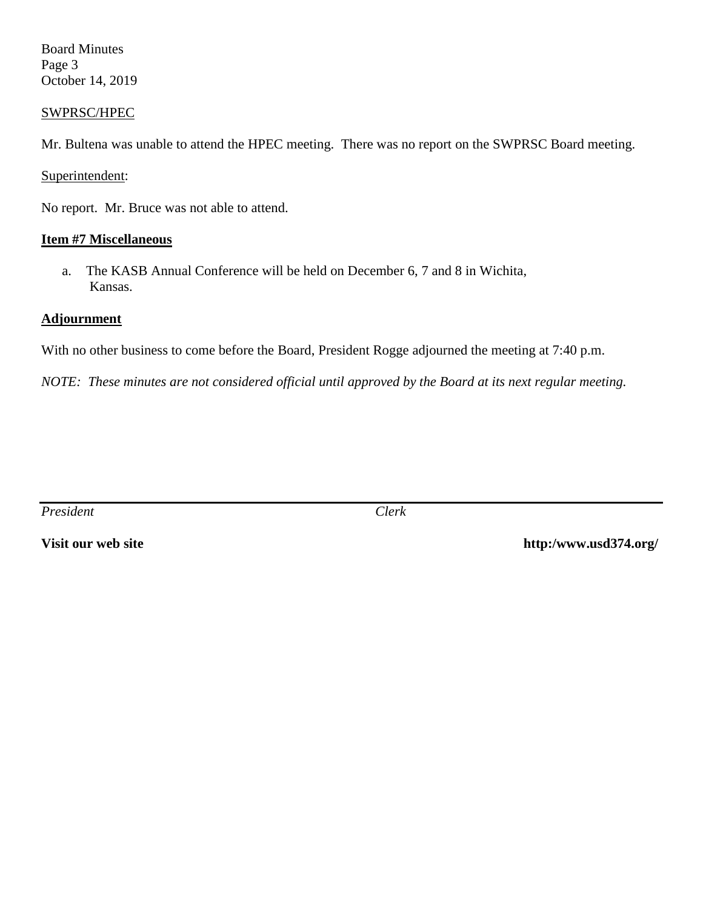SWPRSC/HPEC

Mr. Bultena was unable to attend the HPEC meeting. There was no report on the SWPRSC Board meeting.

Superintendent:

No report. Mr. Bruce was not able to attend.

**Item #7 Miscellaneous**

a. The KASB Annual Conference will be held on December 6, 7 and 8 in Wichita, Kansas.

**Adjournment**

With no other business to come before the Board, President Rogge adjourned the meeting at 7:40 p.m.

*NOTE: These minutes are not considered official until approved by the Board at its next regular meeting.*

*President* *Clerk*

**Visit our web site** **http:/www.usd374.org/**